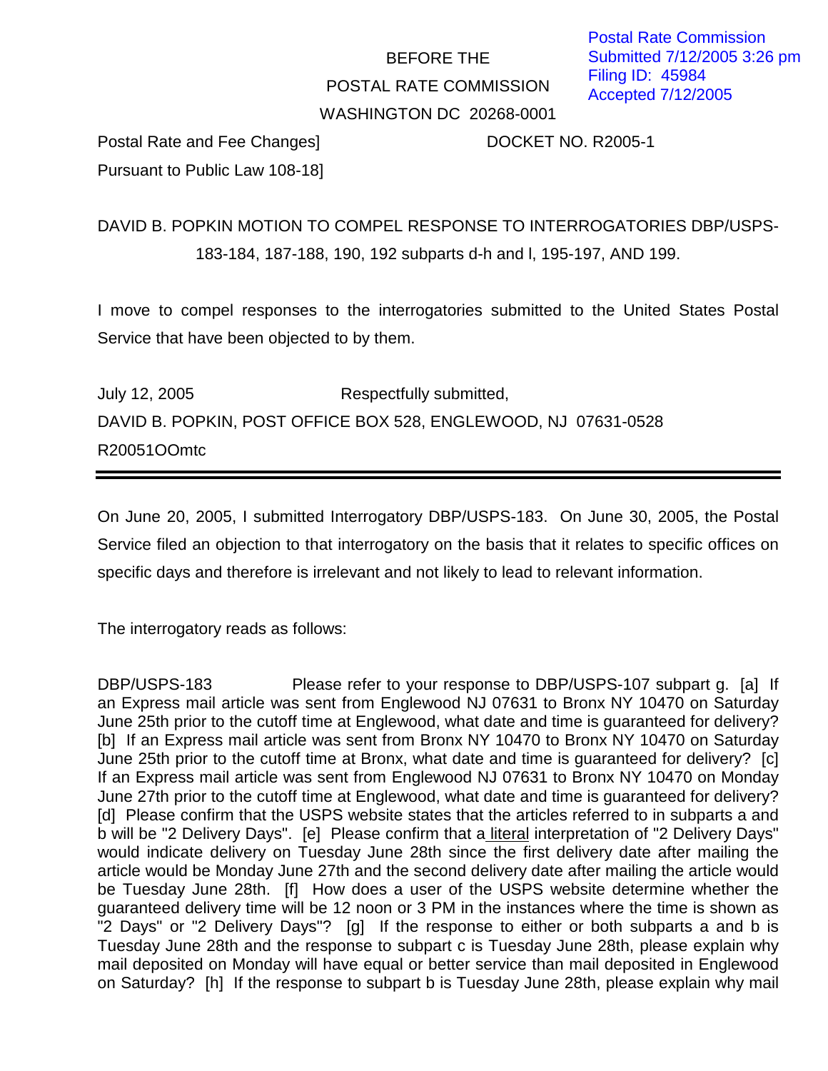Postal Rate Commission
Submitted 7/12/2005 3:26 pm
Filing ID: 45984
Accepted 7/12/2005

BEFORE THE

POSTAL RATE COMMISSION

WASHINGTON DC 20268-0001

Postal Rate and Fee Changes] DOCKET NO. R2005-1

Pursuant to Public Law 108-18]

DAVID B. POPKIN MOTION TO COMPEL RESPONSE TO INTERROGATORIES DBP/USPS-183-184, 187-188, 190, 192 subparts d-h and l, 195-197, AND 199.

I move to compel responses to the interrogatories submitted to the United States Postal Service that have been objected to by them.

July 12, 2005 Respectfully submitted,

DAVID B. POPKIN, POST OFFICE BOX 528, ENGLEWOOD, NJ 07631-0528

R20051OOmtc

---

On June 20, 2005, I submitted Interrogatory DBP/USPS-183. On June 30, 2005, the Postal Service filed an objection to that interrogatory on the basis that it relates to specific offices on specific days and therefore is irrelevant and not likely to lead to relevant information.

The interrogatory reads as follows:

DBP/USPS-183 Please refer to your response to DBP/USPS-107 subpart g. [a] If an Express mail article was sent from Englewood NJ 07631 to Bronx NY 10470 on Saturday June 25th prior to the cutoff time at Englewood, what date and time is guaranteed for delivery? [b] If an Express mail article was sent from Bronx NY 10470 to Bronx NY 10470 on Saturday June 25th prior to the cutoff time at Bronx, what date and time is guaranteed for delivery? [c] If an Express mail article was sent from Englewood NJ 07631 to Bronx NY 10470 on Monday June 27th prior to the cutoff time at Englewood, what date and time is guaranteed for delivery? [d] Please confirm that the USPS website states that the articles referred to in subparts a and b will be "2 Delivery Days". [e] Please confirm that a literal interpretation of "2 Delivery Days" would indicate delivery on Tuesday June 28th since the first delivery date after mailing the article would be Monday June 27th and the second delivery date after mailing the article would be Tuesday June 28th. [f] How does a user of the USPS website determine whether the guaranteed delivery time will be 12 noon or 3 PM in the instances where the time is shown as "2 Days" or "2 Delivery Days"? [g] If the response to either or both subparts a and b is Tuesday June 28th and the response to subpart c is Tuesday June 28th, please explain why mail deposited on Monday will have equal or better service than mail deposited in Englewood on Saturday? [h] If the response to subpart b is Tuesday June 28th, please explain why mail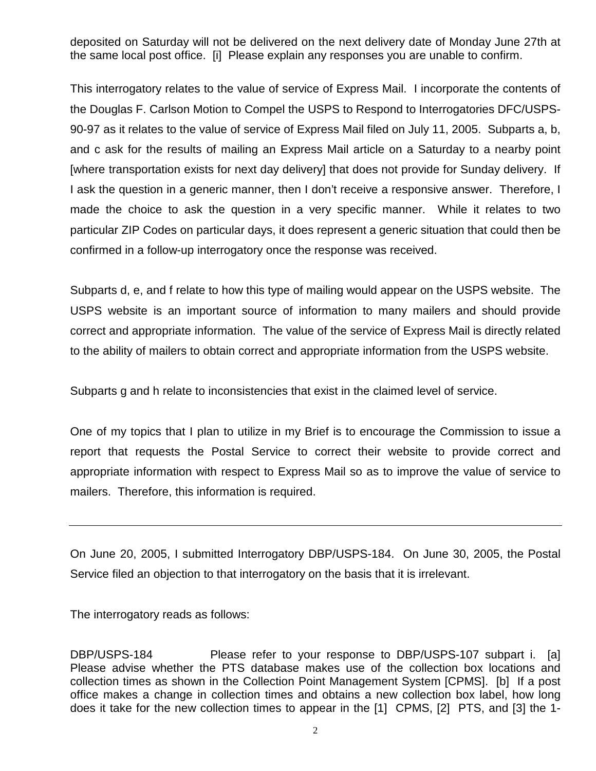deposited on Saturday will not be delivered on the next delivery date of Monday June 27th at the same local post office. [i] Please explain any responses you are unable to confirm.

This interrogatory relates to the value of service of Express Mail. I incorporate the contents of the Douglas F. Carlson Motion to Compel the USPS to Respond to Interrogatories DFC/USPS-90-97 as it relates to the value of service of Express Mail filed on July 11, 2005. Subparts a, b, and c ask for the results of mailing an Express Mail article on a Saturday to a nearby point [where transportation exists for next day delivery] that does not provide for Sunday delivery. If I ask the question in a generic manner, then I don't receive a responsive answer. Therefore, I made the choice to ask the question in a very specific manner. While it relates to two particular ZIP Codes on particular days, it does represent a generic situation that could then be confirmed in a follow-up interrogatory once the response was received.

Subparts d, e, and f relate to how this type of mailing would appear on the USPS website. The USPS website is an important source of information to many mailers and should provide correct and appropriate information. The value of the service of Express Mail is directly related to the ability of mailers to obtain correct and appropriate information from the USPS website.

Subparts g and h relate to inconsistencies that exist in the claimed level of service.

One of my topics that I plan to utilize in my Brief is to encourage the Commission to issue a report that requests the Postal Service to correct their website to provide correct and appropriate information with respect to Express Mail so as to improve the value of service to mailers. Therefore, this information is required.

---

On June 20, 2005, I submitted Interrogatory DBP/USPS-184. On June 30, 2005, the Postal Service filed an objection to that interrogatory on the basis that it is irrelevant.

The interrogatory reads as follows:

DBP/USPS-184 Please refer to your response to DBP/USPS-107 subpart i. [a] Please advise whether the PTS database makes use of the collection box locations and collection times as shown in the Collection Point Management System [CPMS]. [b] If a post office makes a change in collection times and obtains a new collection box label, how long does it take for the new collection times to appear in the [1] CPMS, [2] PTS, and [3] the 1-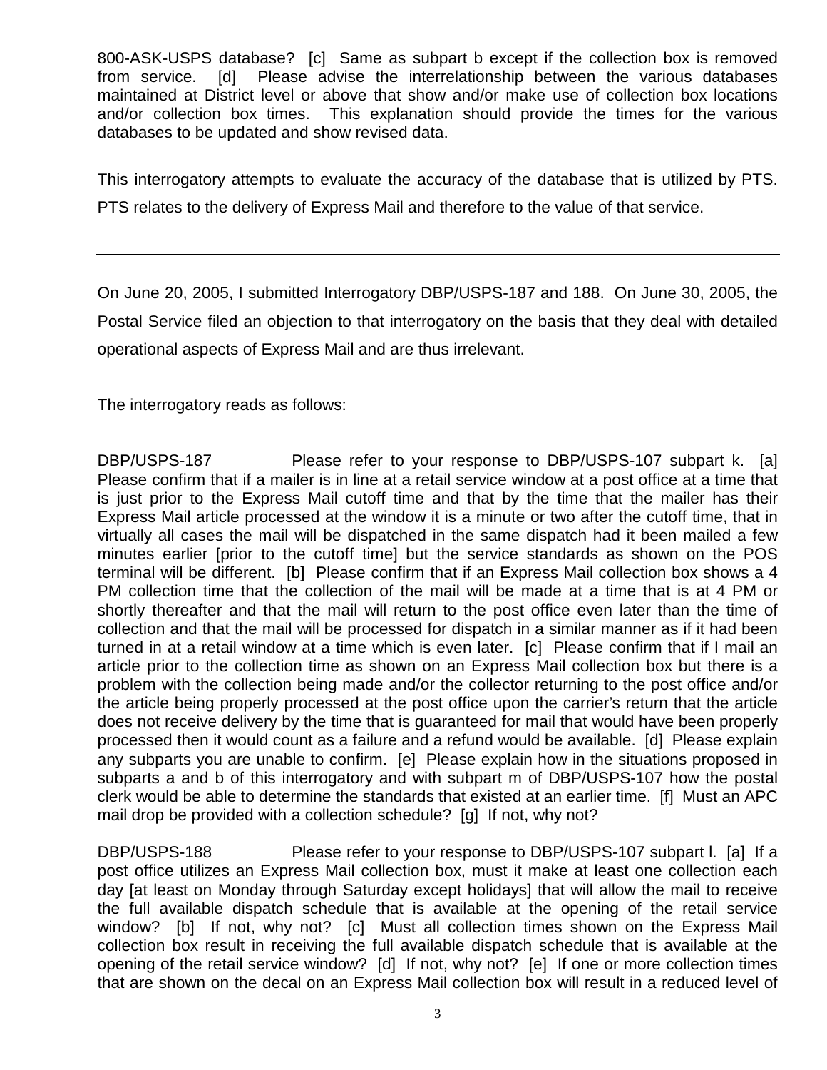800-ASK-USPS database? [c] Same as subpart b except if the collection box is removed from service. [d] Please advise the interrelationship between the various databases maintained at District level or above that show and/or make use of collection box locations and/or collection box times. This explanation should provide the times for the various databases to be updated and show revised data.

This interrogatory attempts to evaluate the accuracy of the database that is utilized by PTS. PTS relates to the delivery of Express Mail and therefore to the value of that service.

---

On June 20, 2005, I submitted Interrogatory DBP/USPS-187 and 188. On June 30, 2005, the Postal Service filed an objection to that interrogatory on the basis that they deal with detailed operational aspects of Express Mail and are thus irrelevant.

The interrogatory reads as follows:

DBP/USPS-187 Please refer to your response to DBP/USPS-107 subpart k. [a] Please confirm that if a mailer is in line at a retail service window at a post office at a time that is just prior to the Express Mail cutoff time and that by the time that the mailer has their Express Mail article processed at the window it is a minute or two after the cutoff time, that in virtually all cases the mail will be dispatched in the same dispatch had it been mailed a few minutes earlier [prior to the cutoff time] but the service standards as shown on the POS terminal will be different. [b] Please confirm that if an Express Mail collection box shows a 4 PM collection time that the collection of the mail will be made at a time that is at 4 PM or shortly thereafter and that the mail will return to the post office even later than the time of collection and that the mail will be processed for dispatch in a similar manner as if it had been turned in at a retail window at a time which is even later. [c] Please confirm that if I mail an article prior to the collection time as shown on an Express Mail collection box but there is a problem with the collection being made and/or the collector returning to the post office and/or the article being properly processed at the post office upon the carrier's return that the article does not receive delivery by the time that is guaranteed for mail that would have been properly processed then it would count as a failure and a refund would be available. [d] Please explain any subparts you are unable to confirm. [e] Please explain how in the situations proposed in subparts a and b of this interrogatory and with subpart m of DBP/USPS-107 how the postal clerk would be able to determine the standards that existed at an earlier time. [f] Must an APC mail drop be provided with a collection schedule? [g] If not, why not?

DBP/USPS-188 Please refer to your response to DBP/USPS-107 subpart l. [a] If a post office utilizes an Express Mail collection box, must it make at least one collection each day [at least on Monday through Saturday except holidays] that will allow the mail to receive the full available dispatch schedule that is available at the opening of the retail service window? [b] If not, why not? [c] Must all collection times shown on the Express Mail collection box result in receiving the full available dispatch schedule that is available at the opening of the retail service window? [d] If not, why not? [e] If one or more collection times that are shown on the decal on an Express Mail collection box will result in a reduced level of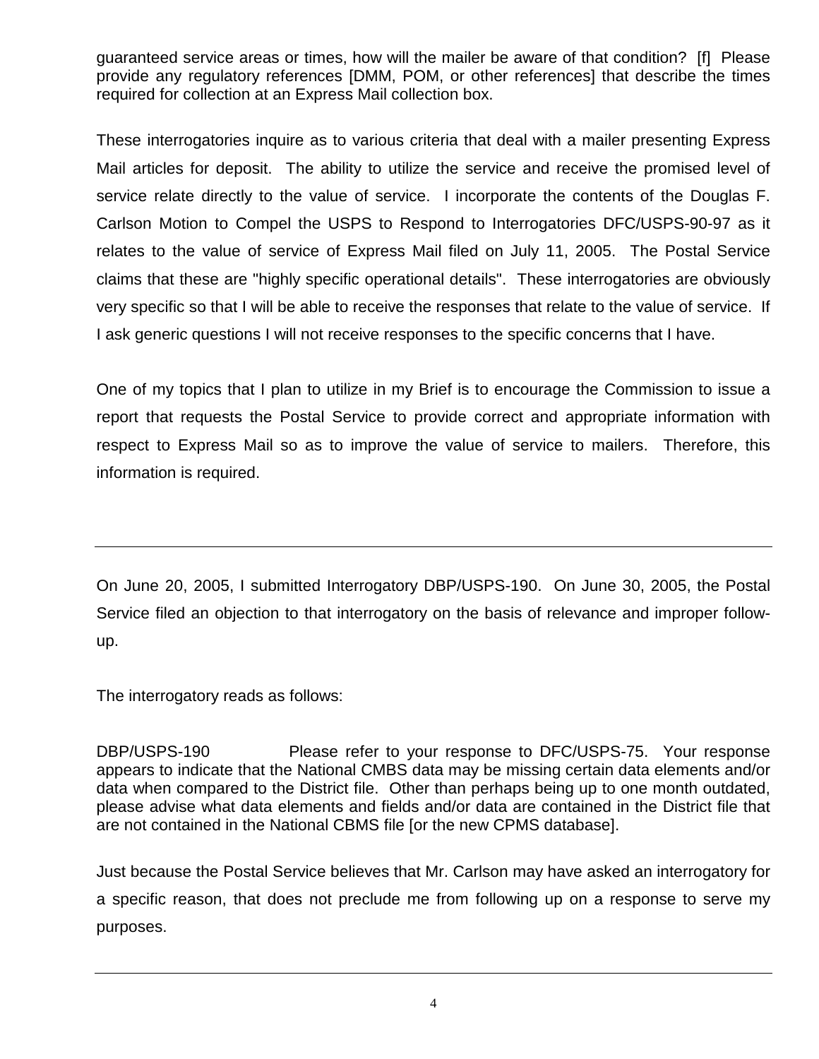guaranteed service areas or times, how will the mailer be aware of that condition? [f] Please provide any regulatory references [DMM, POM, or other references] that describe the times required for collection at an Express Mail collection box.

These interrogatories inquire as to various criteria that deal with a mailer presenting Express Mail articles for deposit. The ability to utilize the service and receive the promised level of service relate directly to the value of service. I incorporate the contents of the Douglas F. Carlson Motion to Compel the USPS to Respond to Interrogatories DFC/USPS-90-97 as it relates to the value of service of Express Mail filed on July 11, 2005. The Postal Service claims that these are "highly specific operational details". These interrogatories are obviously very specific so that I will be able to receive the responses that relate to the value of service. If I ask generic questions I will not receive responses to the specific concerns that I have.

One of my topics that I plan to utilize in my Brief is to encourage the Commission to issue a report that requests the Postal Service to provide correct and appropriate information with respect to Express Mail so as to improve the value of service to mailers. Therefore, this information is required.

---

On June 20, 2005, I submitted Interrogatory DBP/USPS-190. On June 30, 2005, the Postal Service filed an objection to that interrogatory on the basis of relevance and improper follow-up.

The interrogatory reads as follows:

DBP/USPS-190 Please refer to your response to DFC/USPS-75. Your response appears to indicate that the National CMBS data may be missing certain data elements and/or data when compared to the District file. Other than perhaps being up to one month outdated, please advise what data elements and fields and/or data are contained in the District file that are not contained in the National CBMS file [or the new CPMS database].

Just because the Postal Service believes that Mr. Carlson may have asked an interrogatory for a specific reason, that does not preclude me from following up on a response to serve my purposes.

---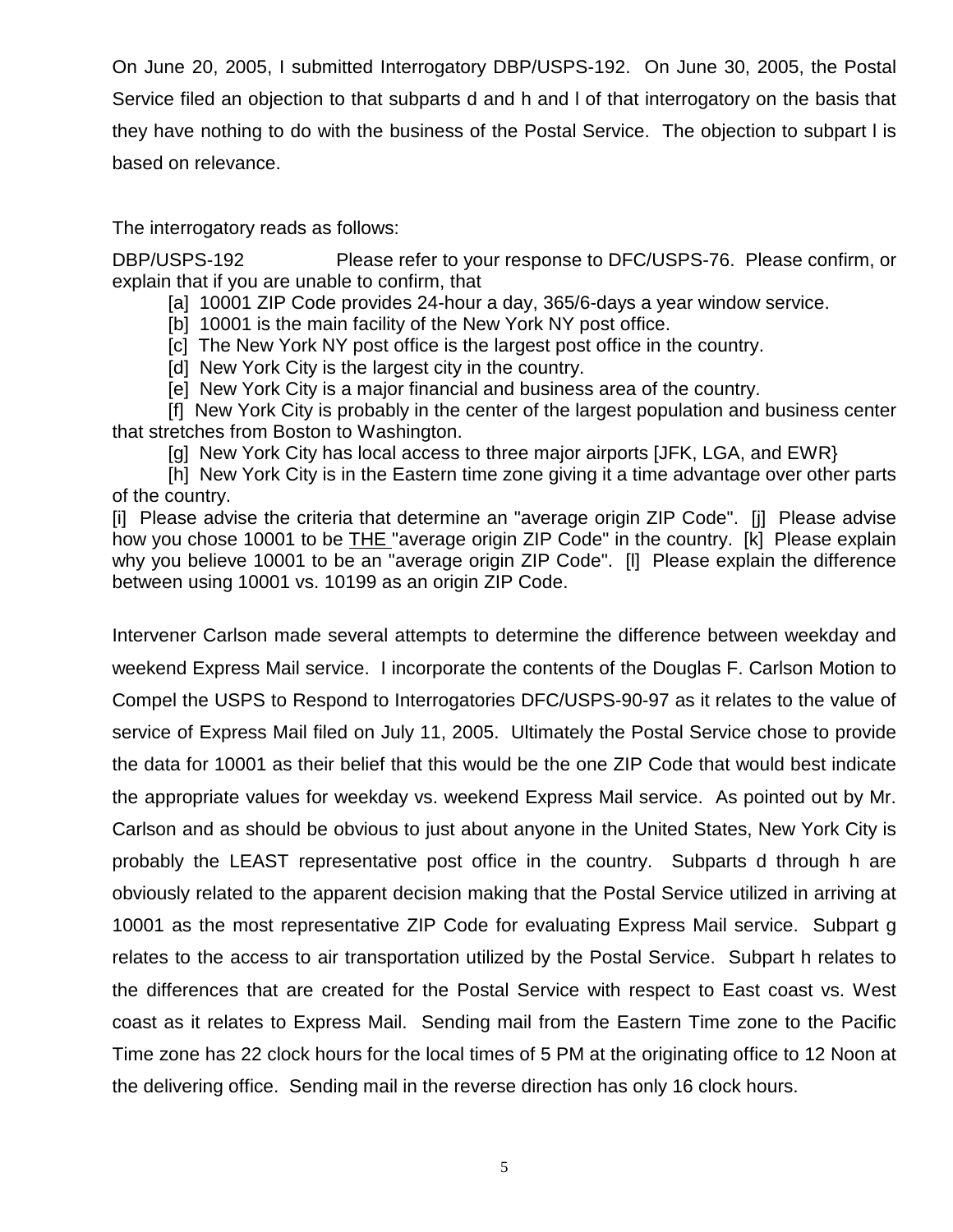On June 20, 2005, I submitted Interrogatory DBP/USPS-192. On June 30, 2005, the Postal Service filed an objection to that subparts d and h and l of that interrogatory on the basis that they have nothing to do with the business of the Postal Service. The objection to subpart l is based on relevance.

The interrogatory reads as follows:

DBP/USPS-192 Please refer to your response to DFC/USPS-76. Please confirm, or explain that if you are unable to confirm, that

[a] 10001 ZIP Code provides 24-hour a day, 365/6-days a year window service.

[b] 10001 is the main facility of the New York NY post office.

[c] The New York NY post office is the largest post office in the country.

[d] New York City is the largest city in the country.

[e] New York City is a major financial and business area of the country.

[f] New York City is probably in the center of the largest population and business center that stretches from Boston to Washington.

[g] New York City has local access to three major airports [JFK, LGA, and EWR}

[h] New York City is in the Eastern time zone giving it a time advantage over other parts of the country.

[i] Please advise the criteria that determine an "average origin ZIP Code". [j] Please advise how you chose 10001 to be <u>THE</u> "average origin ZIP Code" in the country. [k] Please explain why you believe 10001 to be an "average origin ZIP Code". [l] Please explain the difference between using 10001 vs. 10199 as an origin ZIP Code.

Intervener Carlson made several attempts to determine the difference between weekday and weekend Express Mail service. I incorporate the contents of the Douglas F. Carlson Motion to Compel the USPS to Respond to Interrogatories DFC/USPS-90-97 as it relates to the value of service of Express Mail filed on July 11, 2005. Ultimately the Postal Service chose to provide the data for 10001 as their belief that this would be the one ZIP Code that would best indicate the appropriate values for weekday vs. weekend Express Mail service. As pointed out by Mr. Carlson and as should be obvious to just about anyone in the United States, New York City is probably the LEAST representative post office in the country. Subparts d through h are obviously related to the apparent decision making that the Postal Service utilized in arriving at 10001 as the most representative ZIP Code for evaluating Express Mail service. Subpart g relates to the access to air transportation utilized by the Postal Service. Subpart h relates to the differences that are created for the Postal Service with respect to East coast vs. West coast as it relates to Express Mail. Sending mail from the Eastern Time zone to the Pacific Time zone has 22 clock hours for the local times of 5 PM at the originating office to 12 Noon at the delivering office. Sending mail in the reverse direction has only 16 clock hours.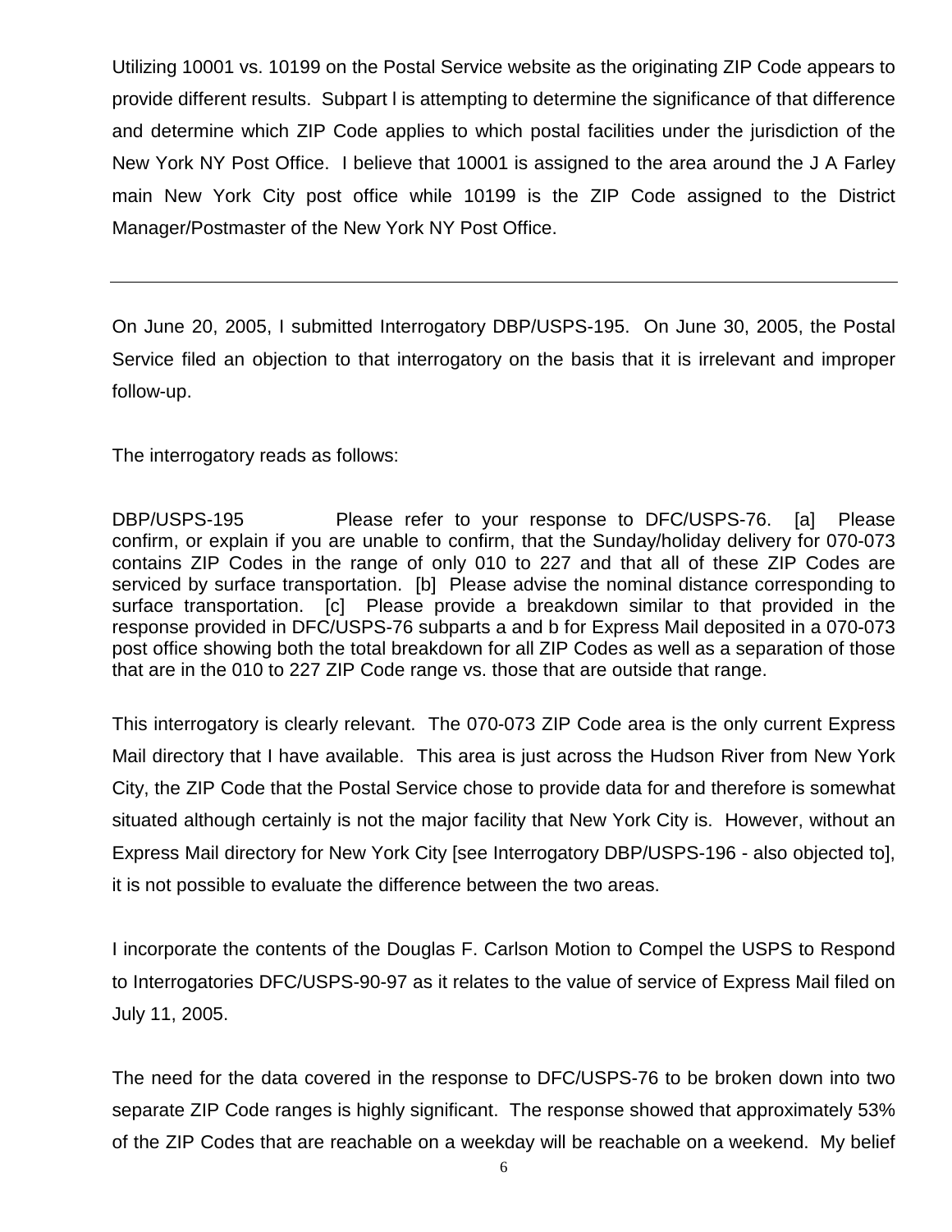Utilizing 10001 vs. 10199 on the Postal Service website as the originating ZIP Code appears to provide different results. Subpart l is attempting to determine the significance of that difference and determine which ZIP Code applies to which postal facilities under the jurisdiction of the New York NY Post Office. I believe that 10001 is assigned to the area around the J A Farley main New York City post office while 10199 is the ZIP Code assigned to the District Manager/Postmaster of the New York NY Post Office.

---

On June 20, 2005, I submitted Interrogatory DBP/USPS-195. On June 30, 2005, the Postal Service filed an objection to that interrogatory on the basis that it is irrelevant and improper follow-up.

The interrogatory reads as follows:

DBP/USPS-195 Please refer to your response to DFC/USPS-76. [a] Please confirm, or explain if you are unable to confirm, that the Sunday/holiday delivery for 070-073 contains ZIP Codes in the range of only 010 to 227 and that all of these ZIP Codes are serviced by surface transportation. [b] Please advise the nominal distance corresponding to surface transportation. [c] Please provide a breakdown similar to that provided in the response provided in DFC/USPS-76 subparts a and b for Express Mail deposited in a 070-073 post office showing both the total breakdown for all ZIP Codes as well as a separation of those that are in the 010 to 227 ZIP Code range vs. those that are outside that range.

This interrogatory is clearly relevant. The 070-073 ZIP Code area is the only current Express Mail directory that I have available. This area is just across the Hudson River from New York City, the ZIP Code that the Postal Service chose to provide data for and therefore is somewhat situated although certainly is not the major facility that New York City is. However, without an Express Mail directory for New York City [see Interrogatory DBP/USPS-196 - also objected to], it is not possible to evaluate the difference between the two areas.

I incorporate the contents of the Douglas F. Carlson Motion to Compel the USPS to Respond to Interrogatories DFC/USPS-90-97 as it relates to the value of service of Express Mail filed on July 11, 2005.

The need for the data covered in the response to DFC/USPS-76 to be broken down into two separate ZIP Code ranges is highly significant. The response showed that approximately 53% of the ZIP Codes that are reachable on a weekday will be reachable on a weekend. My belief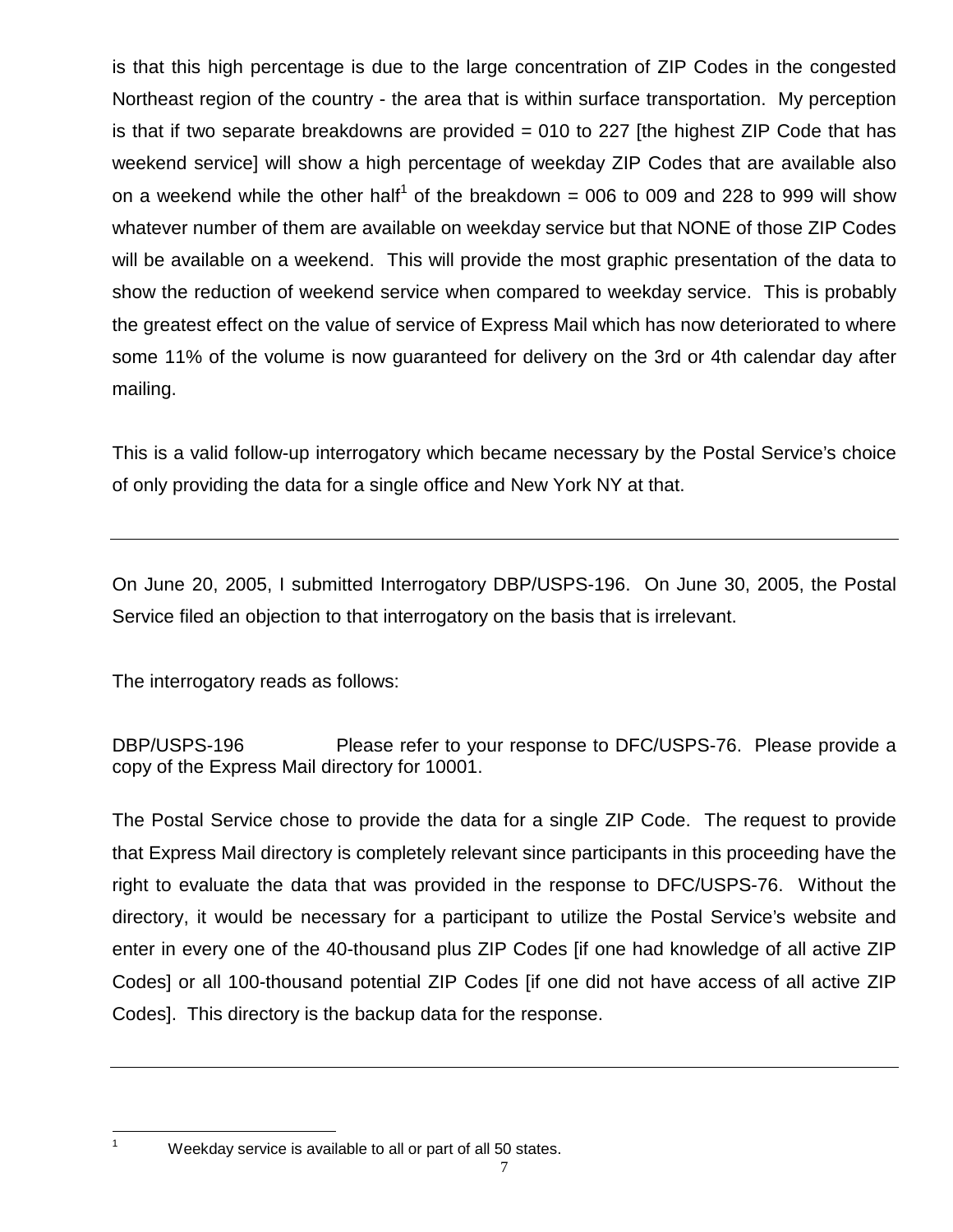is that this high percentage is due to the large concentration of ZIP Codes in the congested Northeast region of the country - the area that is within surface transportation. My perception is that if two separate breakdowns are provided = 010 to 227 [the highest ZIP Code that has weekend service] will show a high percentage of weekday ZIP Codes that are available also on a weekend while the other half[1] of the breakdown = 006 to 009 and 228 to 999 will show whatever number of them are available on weekday service but that NONE of those ZIP Codes will be available on a weekend. This will provide the most graphic presentation of the data to show the reduction of weekend service when compared to weekday service. This is probably the greatest effect on the value of service of Express Mail which has now deteriorated to where some 11% of the volume is now guaranteed for delivery on the 3rd or 4th calendar day after mailing.

This is a valid follow-up interrogatory which became necessary by the Postal Service's choice of only providing the data for a single office and New York NY at that.

---

On June 20, 2005, I submitted Interrogatory DBP/USPS-196. On June 30, 2005, the Postal Service filed an objection to that interrogatory on the basis that is irrelevant.

The interrogatory reads as follows:

DBP/USPS-196 Please refer to your response to DFC/USPS-76. Please provide a copy of the Express Mail directory for 10001.

The Postal Service chose to provide the data for a single ZIP Code. The request to provide that Express Mail directory is completely relevant since participants in this proceeding have the right to evaluate the data that was provided in the response to DFC/USPS-76. Without the directory, it would be necessary for a participant to utilize the Postal Service's website and enter in every one of the 40-thousand plus ZIP Codes [if one had knowledge of all active ZIP Codes] or all 100-thousand potential ZIP Codes [if one did not have access of all active ZIP Codes]. This directory is the backup data for the response.

---

[1] Weekday service is available to all or part of all 50 states.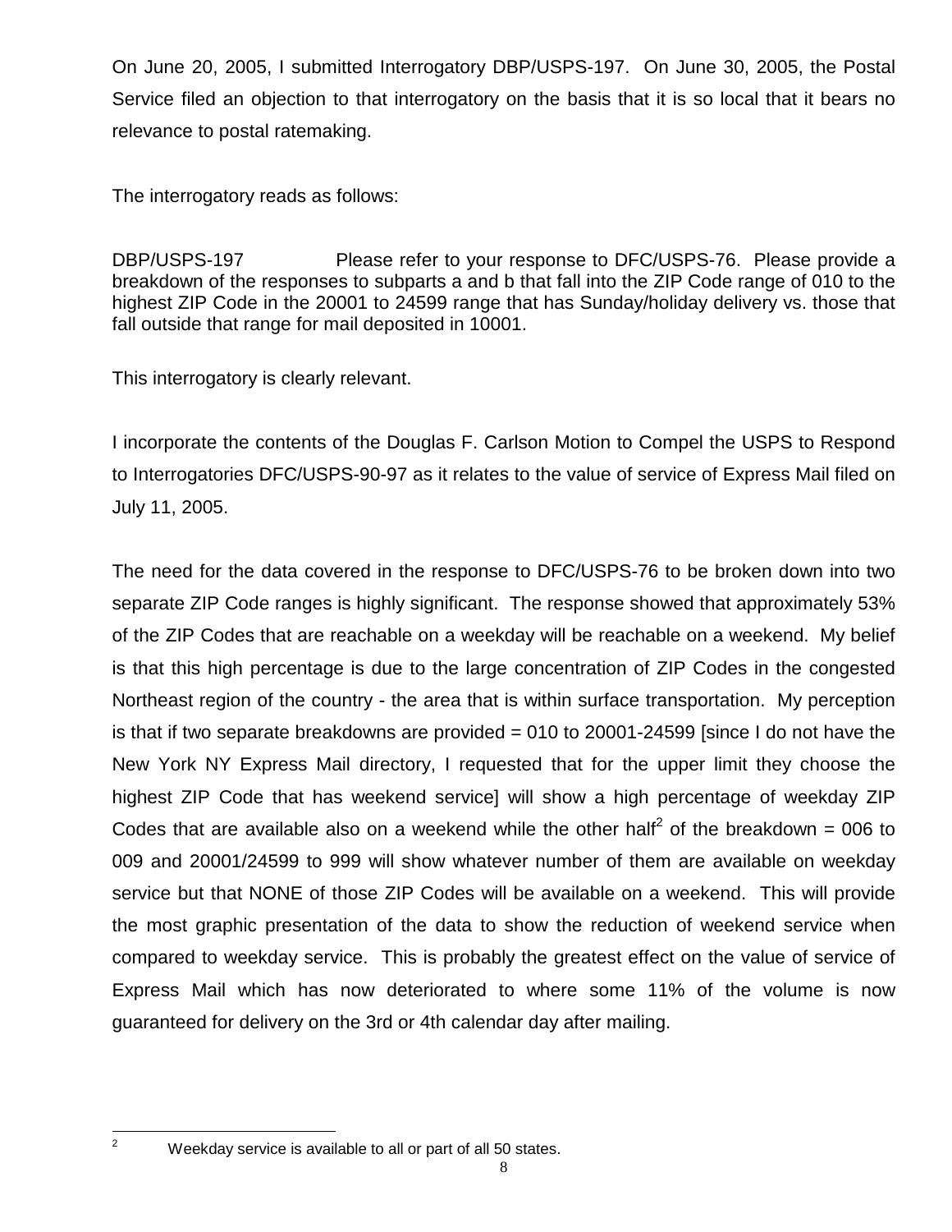On June 20, 2005, I submitted Interrogatory DBP/USPS-197. On June 30, 2005, the Postal Service filed an objection to that interrogatory on the basis that it is so local that it bears no relevance to postal ratemaking.

The interrogatory reads as follows:

DBP/USPS-197 Please refer to your response to DFC/USPS-76. Please provide a breakdown of the responses to subparts a and b that fall into the ZIP Code range of 010 to the highest ZIP Code in the 20001 to 24599 range that has Sunday/holiday delivery vs. those that fall outside that range for mail deposited in 10001.

This interrogatory is clearly relevant.

I incorporate the contents of the Douglas F. Carlson Motion to Compel the USPS to Respond to Interrogatories DFC/USPS-90-97 as it relates to the value of service of Express Mail filed on July 11, 2005.

The need for the data covered in the response to DFC/USPS-76 to be broken down into two separate ZIP Code ranges is highly significant. The response showed that approximately 53% of the ZIP Codes that are reachable on a weekday will be reachable on a weekend. My belief is that this high percentage is due to the large concentration of ZIP Codes in the congested Northeast region of the country - the area that is within surface transportation. My perception is that if two separate breakdowns are provided = 010 to 20001-24599 [since I do not have the New York NY Express Mail directory, I requested that for the upper limit they choose the highest ZIP Code that has weekend service] will show a high percentage of weekday ZIP Codes that are available also on a weekend while the other half[2] of the breakdown = 006 to 009 and 20001/24599 to 999 will show whatever number of them are available on weekday service but that NONE of those ZIP Codes will be available on a weekend. This will provide the most graphic presentation of the data to show the reduction of weekend service when compared to weekday service. This is probably the greatest effect on the value of service of Express Mail which has now deteriorated to where some 11% of the volume is now guaranteed for delivery on the 3rd or 4th calendar day after mailing.

[2] Weekday service is available to all or part of all 50 states.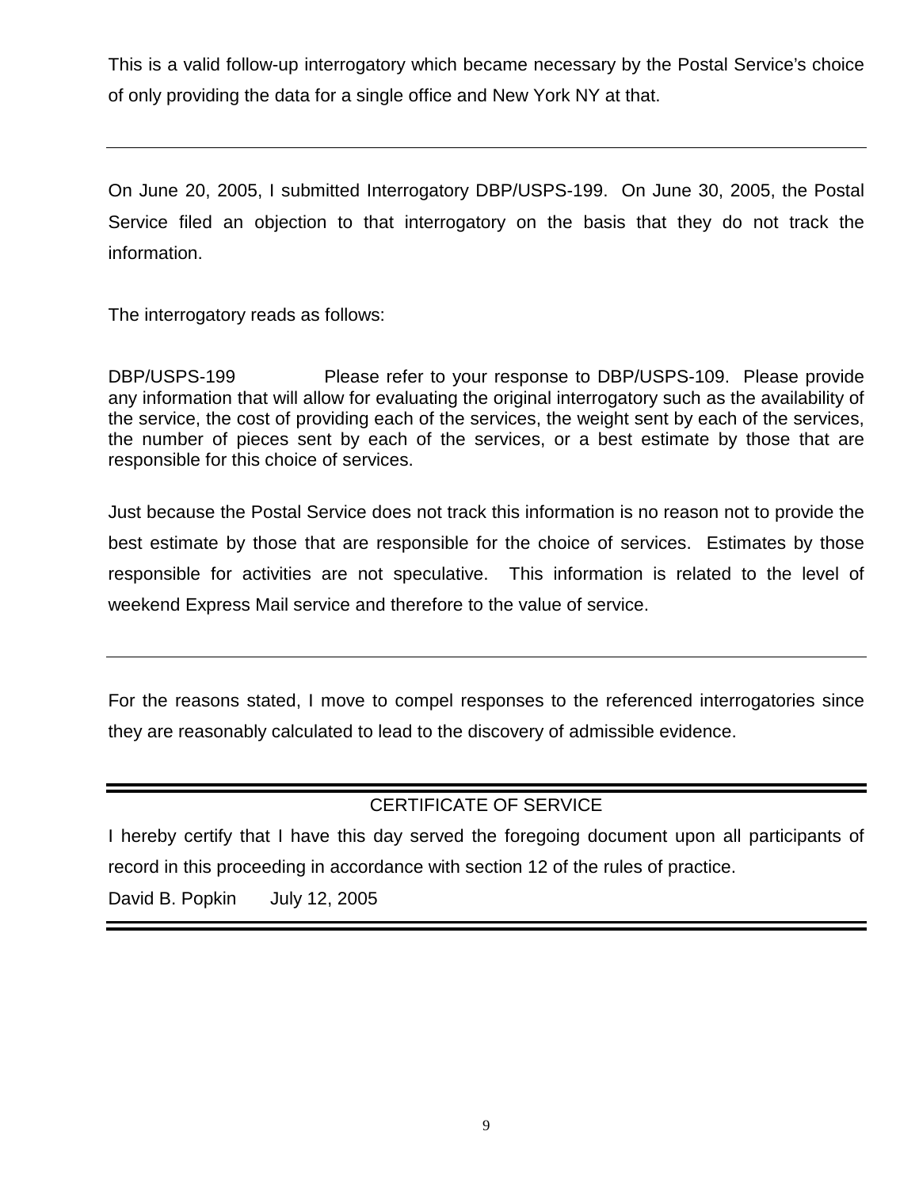This is a valid follow-up interrogatory which became necessary by the Postal Service's choice of only providing the data for a single office and New York NY at that.

---

On June 20, 2005, I submitted Interrogatory DBP/USPS-199. On June 30, 2005, the Postal Service filed an objection to that interrogatory on the basis that they do not track the information.

The interrogatory reads as follows:

DBP/USPS-199 Please refer to your response to DBP/USPS-109. Please provide any information that will allow for evaluating the original interrogatory such as the availability of the service, the cost of providing each of the services, the weight sent by each of the services, the number of pieces sent by each of the services, or a best estimate by those that are responsible for this choice of services.

Just because the Postal Service does not track this information is no reason not to provide the best estimate by those that are responsible for the choice of services. Estimates by those responsible for activities are not speculative. This information is related to the level of weekend Express Mail service and therefore to the value of service.

---

For the reasons stated, I move to compel responses to the referenced interrogatories since they are reasonably calculated to lead to the discovery of admissible evidence.

---

CERTIFICATE OF SERVICE

I hereby certify that I have this day served the foregoing document upon all participants of record in this proceeding in accordance with section 12 of the rules of practice.

David B. Popkin July 12, 2005

---